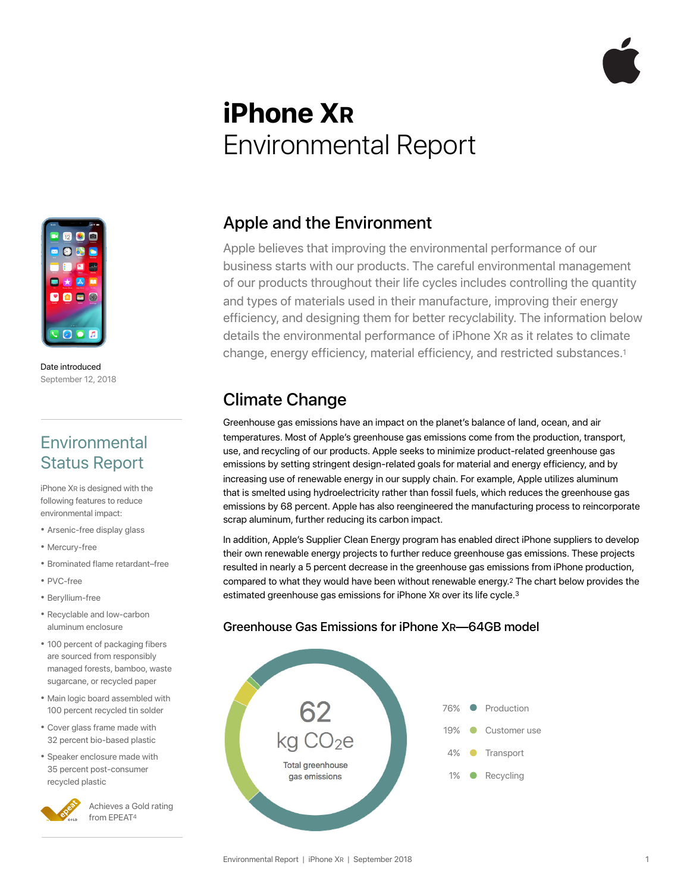# iPhone XR Environmental Report

Date introduced
September 12, 2018

## Environmental Status Report

iPhone XR is designed with the following features to reduce environmental impact:

- Arsenic-free display glass
- Mercury-free
- Brominated flame retardant–free
- PVC-free
- Beryllium-free
- Recyclable and low-carbon aluminum enclosure
- 100 percent of packaging fibers are sourced from responsibly managed forests, bamboo, waste sugarcane, or recycled paper
- Main logic board assembled with 100 percent recycled tin solder
- Cover glass frame made with 32 percent bio-based plastic
- Speaker enclosure made with 35 percent post-consumer recycled plastic

Achieves a Gold rating from EPEAT[4]

## Apple and the Environment

Apple believes that improving the environmental performance of our business starts with our products. The careful environmental management of our products throughout their life cycles includes controlling the quantity and types of materials used in their manufacture, improving their energy efficiency, and designing them for better recyclability. The information below details the environmental performance of iPhone XR as it relates to climate change, energy efficiency, material efficiency, and restricted substances.[1]

## Climate Change

Greenhouse gas emissions have an impact on the planet's balance of land, ocean, and air temperatures. Most of Apple's greenhouse gas emissions come from the production, transport, use, and recycling of our products. Apple seeks to minimize product-related greenhouse gas emissions by setting stringent design-related goals for material and energy efficiency, and by increasing use of renewable energy in our supply chain. For example, Apple utilizes aluminum that is smelted using hydroelectricity rather than fossil fuels, which reduces the greenhouse gas emissions by 68 percent. Apple has also reengineered the manufacturing process to reincorporate scrap aluminum, further reducing its carbon impact.

In addition, Apple's Supplier Clean Energy program has enabled direct iPhone suppliers to develop their own renewable energy projects to further reduce greenhouse gas emissions. These projects resulted in nearly a 5 percent decrease in the greenhouse gas emissions from iPhone production, compared to what they would have been without renewable energy.[2] The chart below provides the estimated greenhouse gas emissions for iPhone XR over its life cycle.[3]

### Greenhouse Gas Emissions for iPhone XR—64GB model

62
kg $CO_2e$
Total greenhouse gas emissions

76% Production
19% Customer use
4% Transport
1% Recycling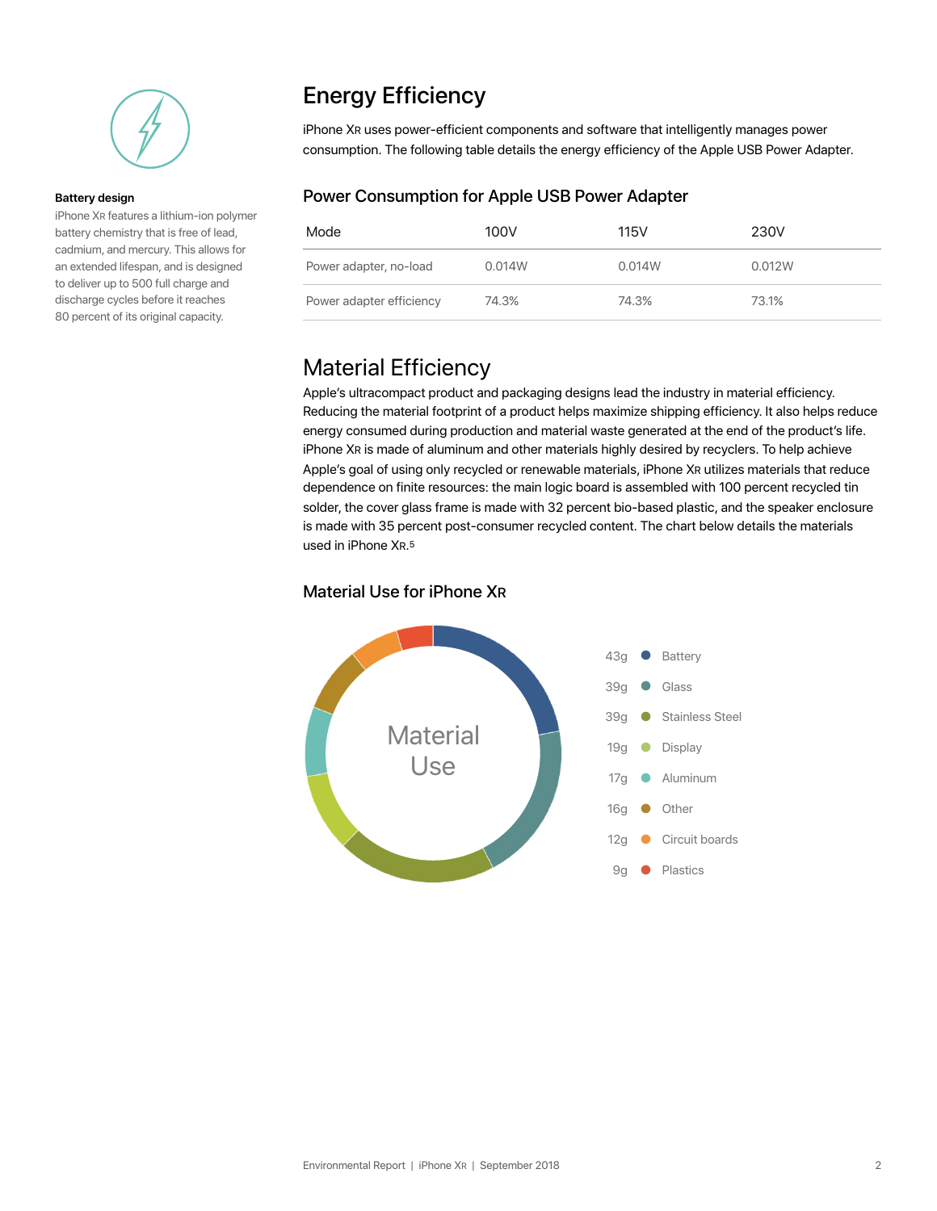**Battery design**

iPhone XR features a lithium-ion polymer battery chemistry that is free of lead, cadmium, and mercury. This allows for an extended lifespan, and is designed to deliver up to 500 full charge and discharge cycles before it reaches 80 percent of its original capacity.

# Energy Efficiency

iPhone XR uses power-efficient components and software that intelligently manages power consumption. The following table details the energy efficiency of the Apple USB Power Adapter.

## Power Consumption for Apple USB Power Adapter

| Mode | 100V | 115V | 230V |
|---|---|---|---|
| Power adapter, no-load | 0.014W | 0.014W | 0.012W |
| Power adapter efficiency | 74.3% | 74.3% | 73.1% |

# Material Efficiency

Apple's ultracompact product and packaging designs lead the industry in material efficiency. Reducing the material footprint of a product helps maximize shipping efficiency. It also helps reduce energy consumed during production and material waste generated at the end of the product's life. iPhone XR is made of aluminum and other materials highly desired by recyclers. To help achieve Apple's goal of using only recycled or renewable materials, iPhone XR utilizes materials that reduce dependence on finite resources: the main logic board is assembled with 100 percent recycled tin solder, the cover glass frame is made with 32 percent bio-based plastic, and the speaker enclosure is made with 35 percent post-consumer recycled content. The chart below details the materials used in iPhone XR.[5]

## Material Use for iPhone XR

Material Use

43g Battery
39g Glass
39g Stainless Steel
19g Display
17g Aluminum
16g Other
12g Circuit boards
9g Plastics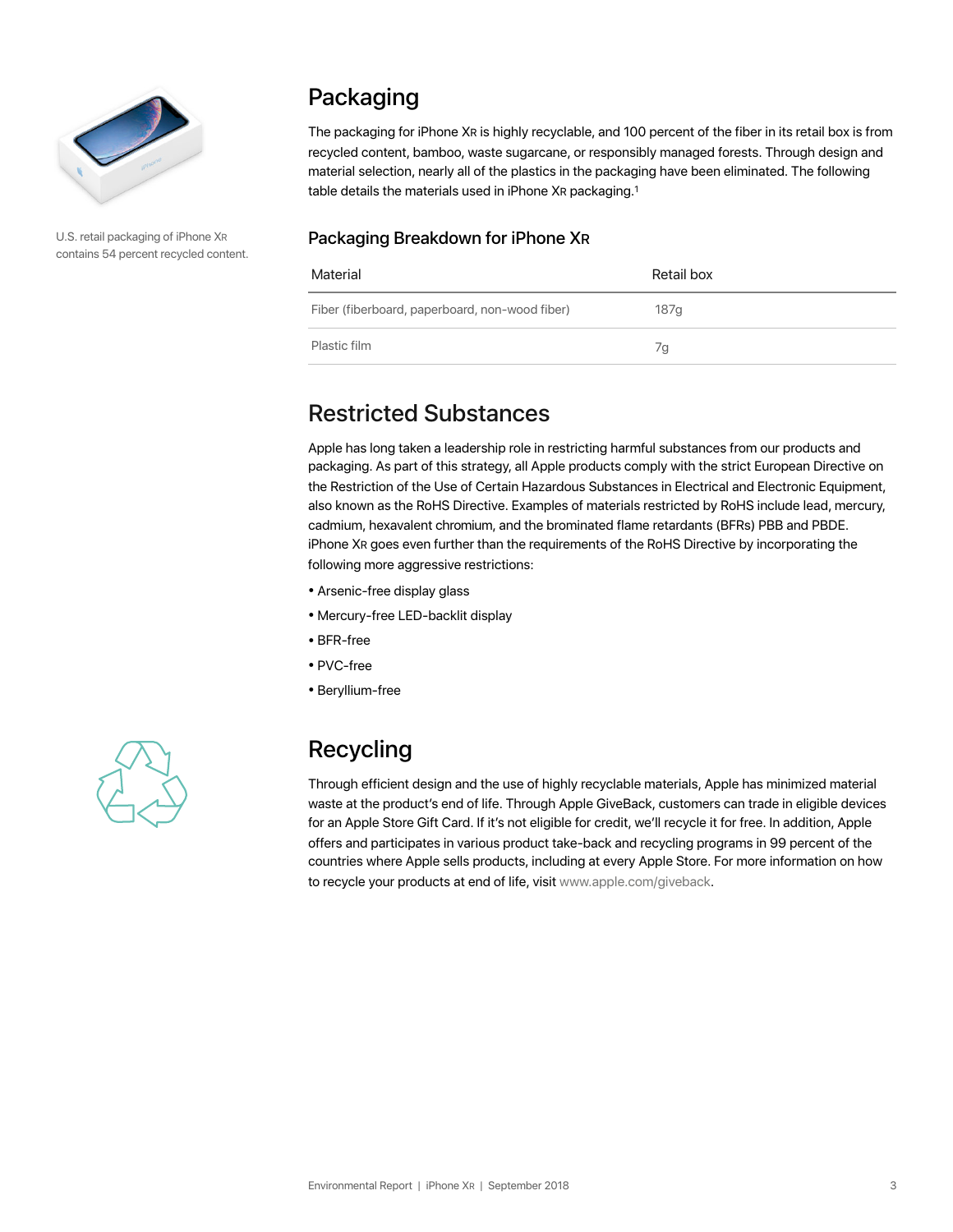U.S. retail packaging of iPhone XR contains 54 percent recycled content.

## Packaging

The packaging for iPhone XR is highly recyclable, and 100 percent of the fiber in its retail box is from recycled content, bamboo, waste sugarcane, or responsibly managed forests. Through design and material selection, nearly all of the plastics in the packaging have been eliminated. The following table details the materials used in iPhone XR packaging.[1]

### Packaging Breakdown for iPhone XR

| Material | Retail box |
|---|---|
| Fiber (fiberboard, paperboard, non-wood fiber) | 187g |
| Plastic film | 7g |

## Restricted Substances

Apple has long taken a leadership role in restricting harmful substances from our products and packaging. As part of this strategy, all Apple products comply with the strict European Directive on the Restriction of the Use of Certain Hazardous Substances in Electrical and Electronic Equipment, also known as the RoHS Directive. Examples of materials restricted by RoHS include lead, mercury, cadmium, hexavalent chromium, and the brominated flame retardants (BFRs) PBB and PBDE. iPhone XR goes even further than the requirements of the RoHS Directive by incorporating the following more aggressive restrictions:

- Arsenic-free display glass
- Mercury-free LED-backlit display
- BFR-free
- PVC-free
- Beryllium-free

## Recycling

Through efficient design and the use of highly recyclable materials, Apple has minimized material waste at the product's end of life. Through Apple GiveBack, customers can trade in eligible devices for an Apple Store Gift Card. If it's not eligible for credit, we'll recycle it for free. In addition, Apple offers and participates in various product take-back and recycling programs in 99 percent of the countries where Apple sells products, including at every Apple Store. For more information on how to recycle your products at end of life, visit www.apple.com/giveback.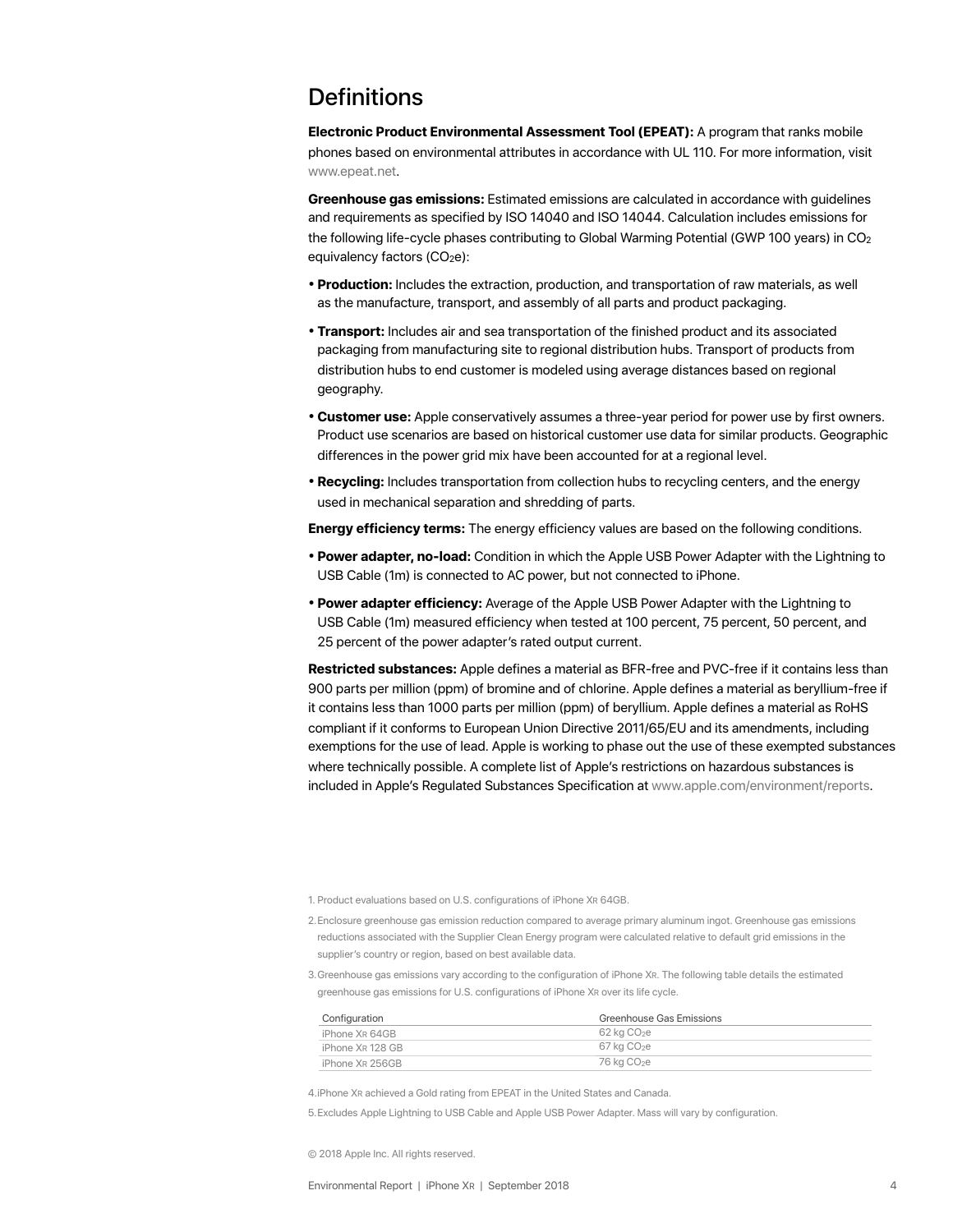# Definitions

**Electronic Product Environmental Assessment Tool (EPEAT):** A program that ranks mobile phones based on environmental attributes in accordance with UL 110. For more information, visit www.epeat.net.

**Greenhouse gas emissions:** Estimated emissions are calculated in accordance with guidelines and requirements as specified by ISO 14040 and ISO 14044. Calculation includes emissions for the following life-cycle phases contributing to Global Warming Potential (GWP 100 years) in $CO_2$ equivalency factors ($CO_2e$):

- **Production:** Includes the extraction, production, and transportation of raw materials, as well as the manufacture, transport, and assembly of all parts and product packaging.
- **Transport:** Includes air and sea transportation of the finished product and its associated packaging from manufacturing site to regional distribution hubs. Transport of products from distribution hubs to end customer is modeled using average distances based on regional geography.
- **Customer use:** Apple conservatively assumes a three-year period for power use by first owners. Product use scenarios are based on historical customer use data for similar products. Geographic differences in the power grid mix have been accounted for at a regional level.
- **Recycling:** Includes transportation from collection hubs to recycling centers, and the energy used in mechanical separation and shredding of parts.

**Energy efficiency terms:** The energy efficiency values are based on the following conditions.

- **Power adapter, no-load:** Condition in which the Apple USB Power Adapter with the Lightning to USB Cable (1m) is connected to AC power, but not connected to iPhone.
- **Power adapter efficiency:** Average of the Apple USB Power Adapter with the Lightning to USB Cable (1m) measured efficiency when tested at 100 percent, 75 percent, 50 percent, and 25 percent of the power adapter's rated output current.

**Restricted substances:** Apple defines a material as BFR-free and PVC-free if it contains less than 900 parts per million (ppm) of bromine and of chlorine. Apple defines a material as beryllium-free if it contains less than 1000 parts per million (ppm) of beryllium. Apple defines a material as RoHS compliant if it conforms to European Union Directive 2011/65/EU and its amendments, including exemptions for the use of lead. Apple is working to phase out the use of these exempted substances where technically possible. A complete list of Apple's restrictions on hazardous substances is included in Apple's Regulated Substances Specification at www.apple.com/environment/reports.

1. Product evaluations based on U.S. configurations of iPhone XR 64GB.
2. Enclosure greenhouse gas emission reduction compared to average primary aluminum ingot. Greenhouse gas emissions reductions associated with the Supplier Clean Energy program were calculated relative to default grid emissions in the supplier's country or region, based on best available data.
3. Greenhouse gas emissions vary according to the configuration of iPhone XR. The following table details the estimated greenhouse gas emissions for U.S. configurations of iPhone XR over its life cycle.

| Configuration | Greenhouse Gas Emissions |
| --- | --- |
| iPhone XR 64GB | 62 kg $CO_2e$ |
| iPhone XR 128 GB | 67 kg $CO_2e$ |
| iPhone XR 256GB | 76 kg $CO_2e$ |

4. iPhone XR achieved a Gold rating from EPEAT in the United States and Canada.
5. Excludes Apple Lightning to USB Cable and Apple USB Power Adapter. Mass will vary by configuration.

© 2018 Apple Inc. All rights reserved.